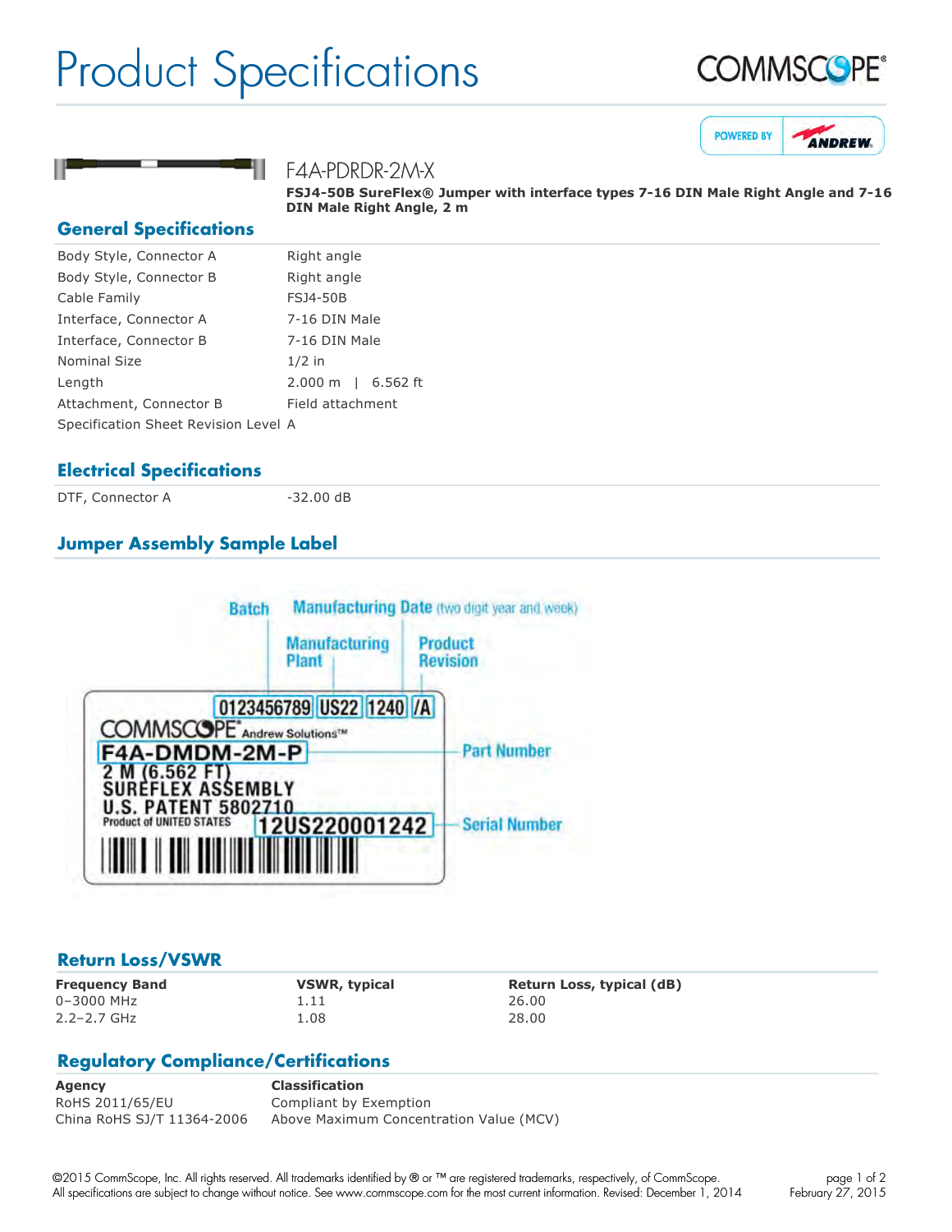# Product Specifications

## F4A-PDRDR-2M-X

**FSJ4-50B SureFlex® Jumper with interface types 7-16 DIN Male Right Angle and 7-16 DIN Male Right Angle, 2 m**

## General Specifications

| | |
|---|---|
| Body Style, Connector A | Right angle |
| Body Style, Connector B | Right angle |
| Cable Family | FSJ4-50B |
| Interface, Connector A | 7-16 DIN Male |
| Interface, Connector B | 7-16 DIN Male |
| Nominal Size | 1/2 in |
| Length | 2.000 m \| 6.562 ft |
| Attachment, Connector B | Field attachment |
| Specification Sheet Revision Level | A |

## Electrical Specifications

| | |
|---|---|
| DTF, Connector A | -32.00 dB |

## Jumper Assembly Sample Label

Batch | Manufacturing Date (two digit year and week) | Manufacturing Plant | Product Revision

0123456789 | US22 | 1240 | /A

COMMSCOPE® Andrew Solutions™

F4A-DMDM-2M-P — Part Number

2 M (6.562 FT)
SUREFLEX ASSEMBLY
U.S. PATENT 5802710
Product of UNITED STATES

12US220001242 — Serial Number

## Return Loss/VSWR

| Frequency Band | VSWR, typical | Return Loss, typical (dB) |
|---|---|---|
| 0–3000 MHz | 1.11 | 26.00 |
| 2.2–2.7 GHz | 1.08 | 28.00 |

## Regulatory Compliance/Certifications

| Agency | Classification |
|---|---|
| RoHS 2011/65/EU | Compliant by Exemption |
| China RoHS SJ/T 11364-2006 | Above Maximum Concentration Value (MCV) |

©2015 CommScope, Inc. All rights reserved. All trademarks identified by ® or ™ are registered trademarks, respectively, of CommScope. All specifications are subject to change without notice. See www.commscope.com for the most current information. Revised: December 1, 2014

February 27, 2015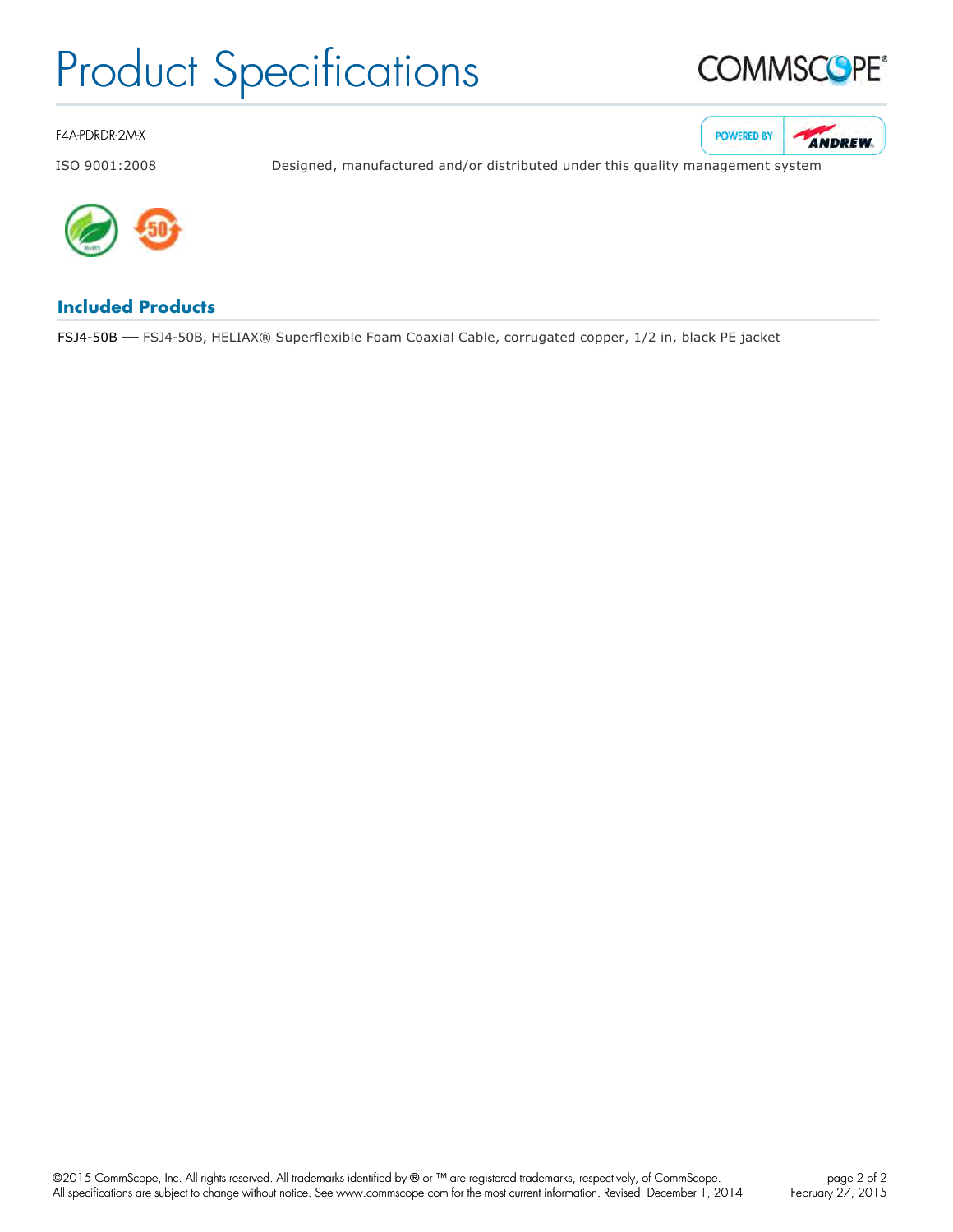# Product Specifications

F4A-PDRDR-2M-X

ISO 9001:2008 Designed, manufactured and/or distributed under this quality management system

## Included Products

FSJ4-50B — FSJ4-50B, HELIAX® Superflexible Foam Coaxial Cable, corrugated copper, 1/2 in, black PE jacket

©2015 CommScope, Inc. All rights reserved. All trademarks identified by ® or ™ are registered trademarks, respectively, of CommScope.
All specifications are subject to change without notice. See www.commscope.com for the most current information. Revised: December 1, 2014

February 27, 2015